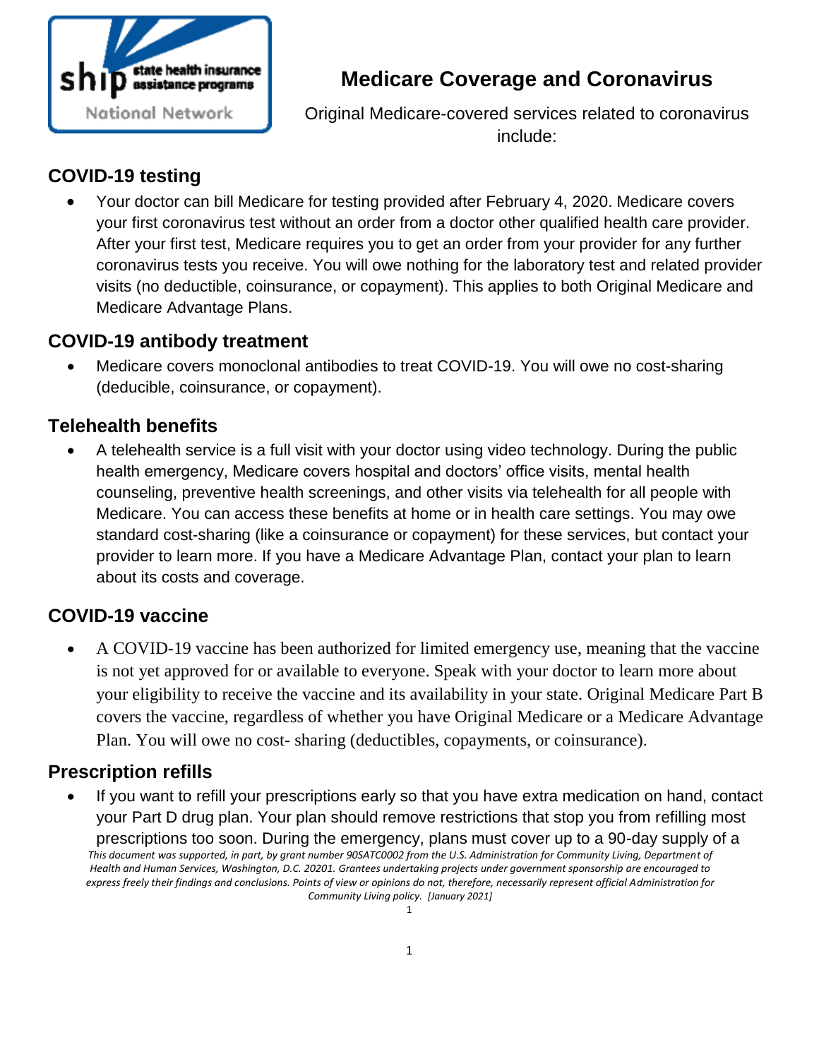# Medicare Coverage and Coronavirus

Original Medicare-covered services related to coronavirus include:

## COVID-19 testing

- Your doctor can bill Medicare for testing provided after February 4, 2020. Medicare covers your first coronavirus test without an order from a doctor other qualified health care provider. After your first test, Medicare requires you to get an order from your provider for any further coronavirus tests you receive. You will owe nothing for the laboratory test and related provider visits (no deductible, coinsurance, or copayment). This applies to both Original Medicare and Medicare Advantage Plans.

## COVID-19 antibody treatment

- Medicare covers monoclonal antibodies to treat COVID-19. You will owe no cost-sharing (deducible, coinsurance, or copayment).

## Telehealth benefits

- A telehealth service is a full visit with your doctor using video technology. During the public health emergency, Medicare covers hospital and doctors' office visits, mental health counseling, preventive health screenings, and other visits via telehealth for all people with Medicare. You can access these benefits at home or in health care settings. You may owe standard cost-sharing (like a coinsurance or copayment) for these services, but contact your provider to learn more. If you have a Medicare Advantage Plan, contact your plan to learn about its costs and coverage.

## COVID-19 vaccine

- A COVID-19 vaccine has been authorized for limited emergency use, meaning that the vaccine is not yet approved for or available to everyone. Speak with your doctor to learn more about your eligibility to receive the vaccine and its availability in your state. Original Medicare Part B covers the vaccine, regardless of whether you have Original Medicare or a Medicare Advantage Plan. You will owe no cost- sharing (deductibles, copayments, or coinsurance).

## Prescription refills

- If you want to refill your prescriptions early so that you have extra medication on hand, contact your Part D drug plan. Your plan should remove restrictions that stop you from refilling most prescriptions too soon. During the emergency, plans must cover up to a 90-day supply of a

*This document was supported, in part, by grant number 90SATC0002 from the U.S. Administration for Community Living, Department of Health and Human Services, Washington, D.C. 20201. Grantees undertaking projects under government sponsorship are encouraged to express freely their findings and conclusions. Points of view or opinions do not, therefore, necessarily represent official Administration for Community Living policy. [January 2021]*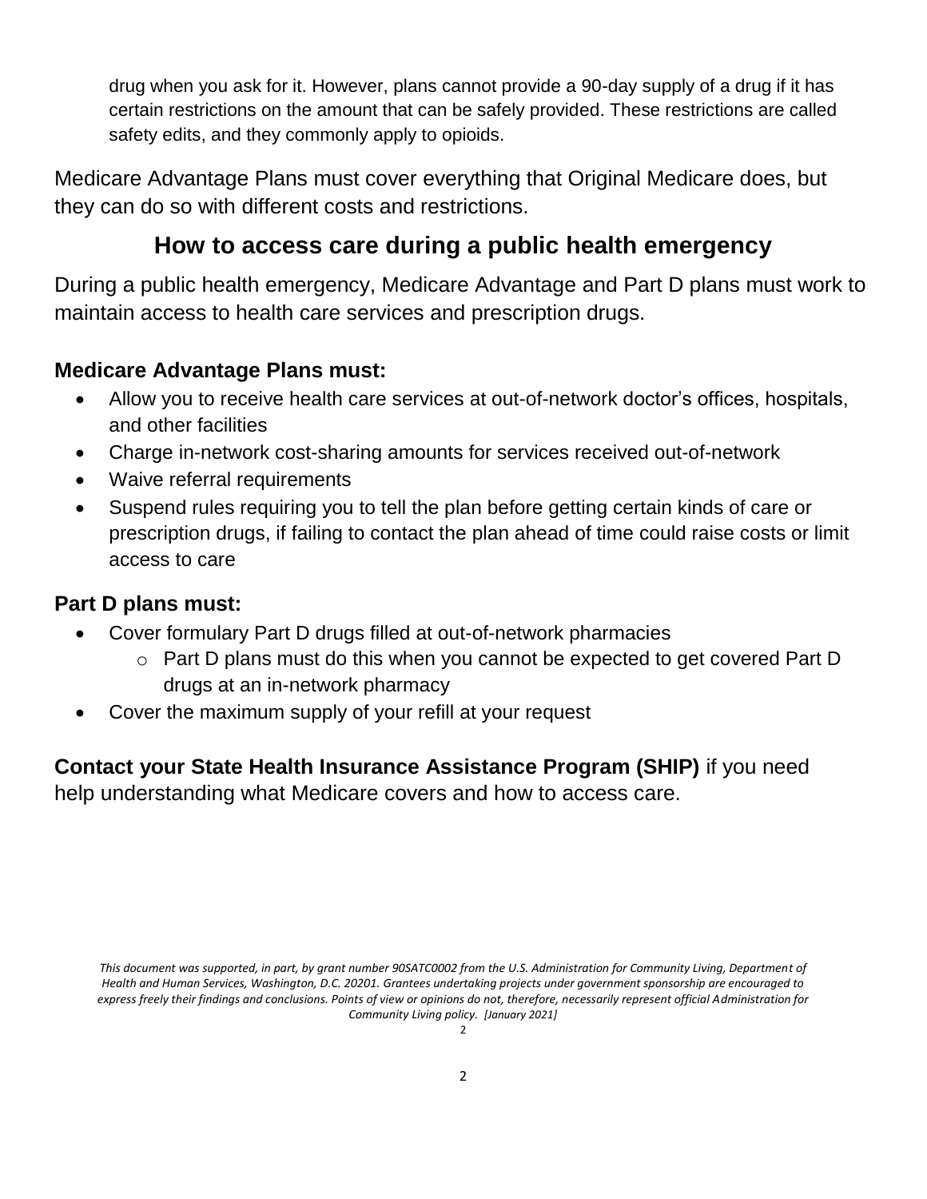drug when you ask for it. However, plans cannot provide a 90-day supply of a drug if it has certain restrictions on the amount that can be safely provided. These restrictions are called safety edits, and they commonly apply to opioids.

Medicare Advantage Plans must cover everything that Original Medicare does, but they can do so with different costs and restrictions.

## How to access care during a public health emergency

During a public health emergency, Medicare Advantage and Part D plans must work to maintain access to health care services and prescription drugs.

### Medicare Advantage Plans must:

- Allow you to receive health care services at out-of-network doctor's offices, hospitals, and other facilities
- Charge in-network cost-sharing amounts for services received out-of-network
- Waive referral requirements
- Suspend rules requiring you to tell the plan before getting certain kinds of care or prescription drugs, if failing to contact the plan ahead of time could raise costs or limit access to care

### Part D plans must:

- Cover formulary Part D drugs filled at out-of-network pharmacies
    - Part D plans must do this when you cannot be expected to get covered Part D drugs at an in-network pharmacy
- Cover the maximum supply of your refill at your request

**Contact your State Health Insurance Assistance Program (SHIP)** if you need help understanding what Medicare covers and how to access care.

*This document was supported, in part, by grant number 90SATC0002 from the U.S. Administration for Community Living, Department of Health and Human Services, Washington, D.C. 20201. Grantees undertaking projects under government sponsorship are encouraged to express freely their findings and conclusions. Points of view or opinions do not, therefore, necessarily represent official Administration for Community Living policy. [January 2021]*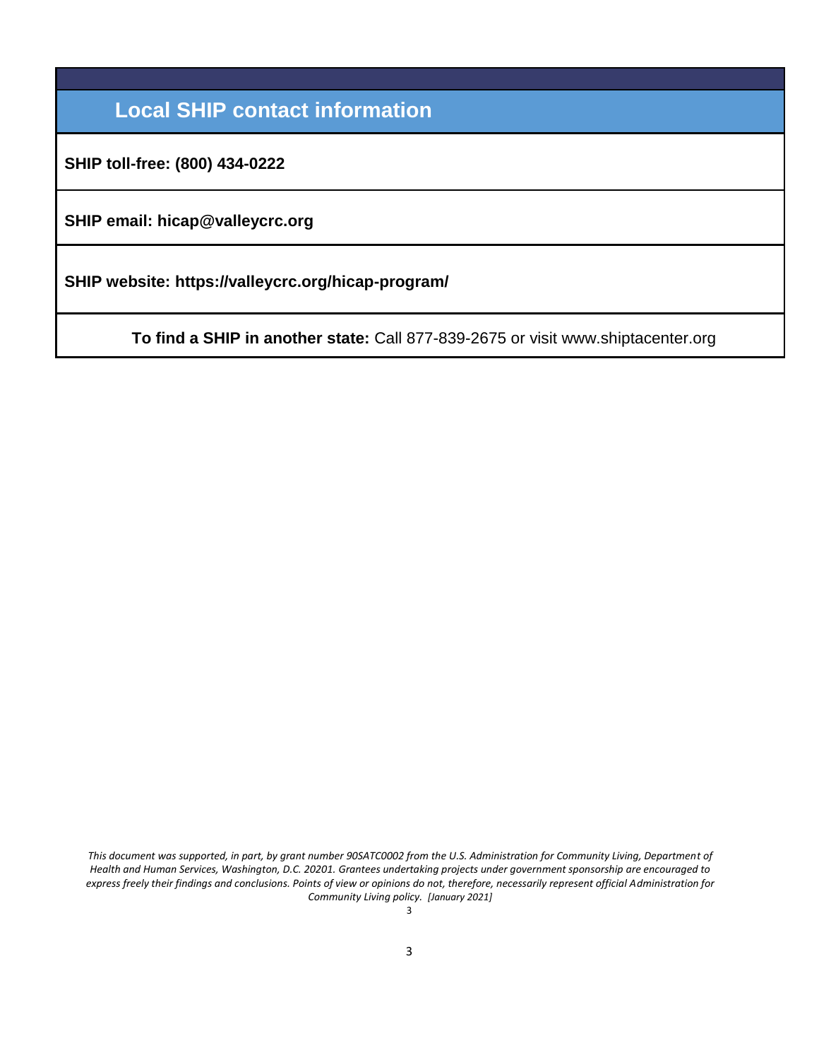## Local SHIP contact information

**SHIP toll-free: (800) 434-0222**

**SHIP email: hicap@valleycrc.org**

**SHIP website: https://valleycrc.org/hicap-program/**

**To find a SHIP in another state:** Call 877-839-2675 or visit www.shiptacenter.org

*This document was supported, in part, by grant number 90SATC0002 from the U.S. Administration for Community Living, Department of Health and Human Services, Washington, D.C. 20201. Grantees undertaking projects under government sponsorship are encouraged to express freely their findings and conclusions. Points of view or opinions do not, therefore, necessarily represent official Administration for Community Living policy. [January 2021]*